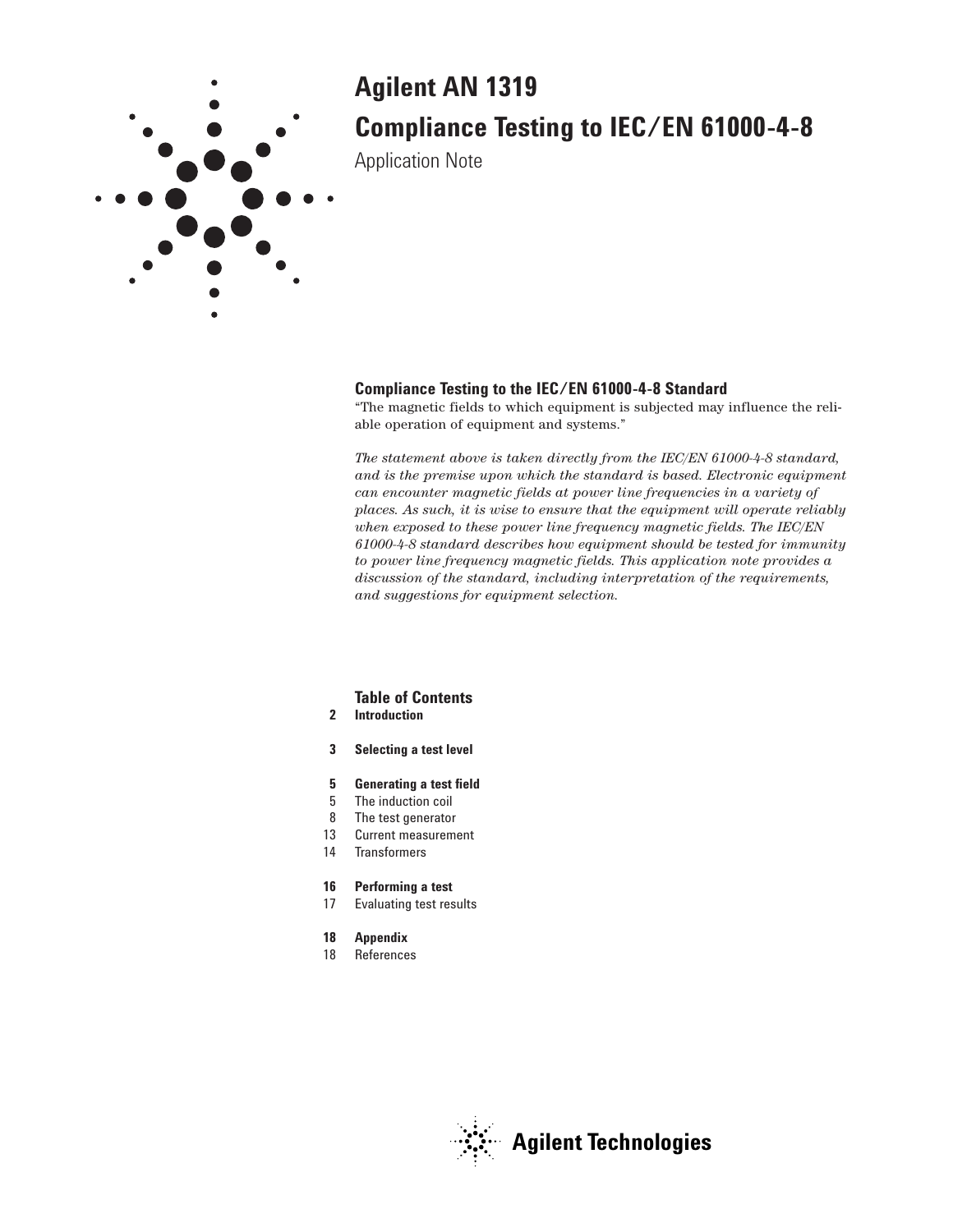# Agilent AN 1319

# Compliance Testing to IEC/EN 61000-4-8

Application Note

## Compliance Testing to the IEC/EN 61000-4-8 Standard

"The magnetic fields to which equipment is subjected may influence the reliable operation of equipment and systems."

*The statement above is taken directly from the IEC/EN 61000-4-8 standard, and is the premise upon which the standard is based. Electronic equipment can encounter magnetic fields at power line frequencies in a variety of places. As such, it is wise to ensure that the equipment will operate reliably when exposed to these power line frequency magnetic fields. The IEC/EN 61000-4-8 standard describes how equipment should be tested for immunity to power line frequency magnetic fields. This application note provides a discussion of the standard, including interpretation of the requirements, and suggestions for equipment selection.*

### Table of Contents

**2 Introduction**

**3 Selecting a test level**

**5 Generating a test field**

5 The induction coil

8 The test generator

13 Current measurement

14 Transformers

**16 Performing a test**

17 Evaluating test results

**18 Appendix**

18 References

Agilent Technologies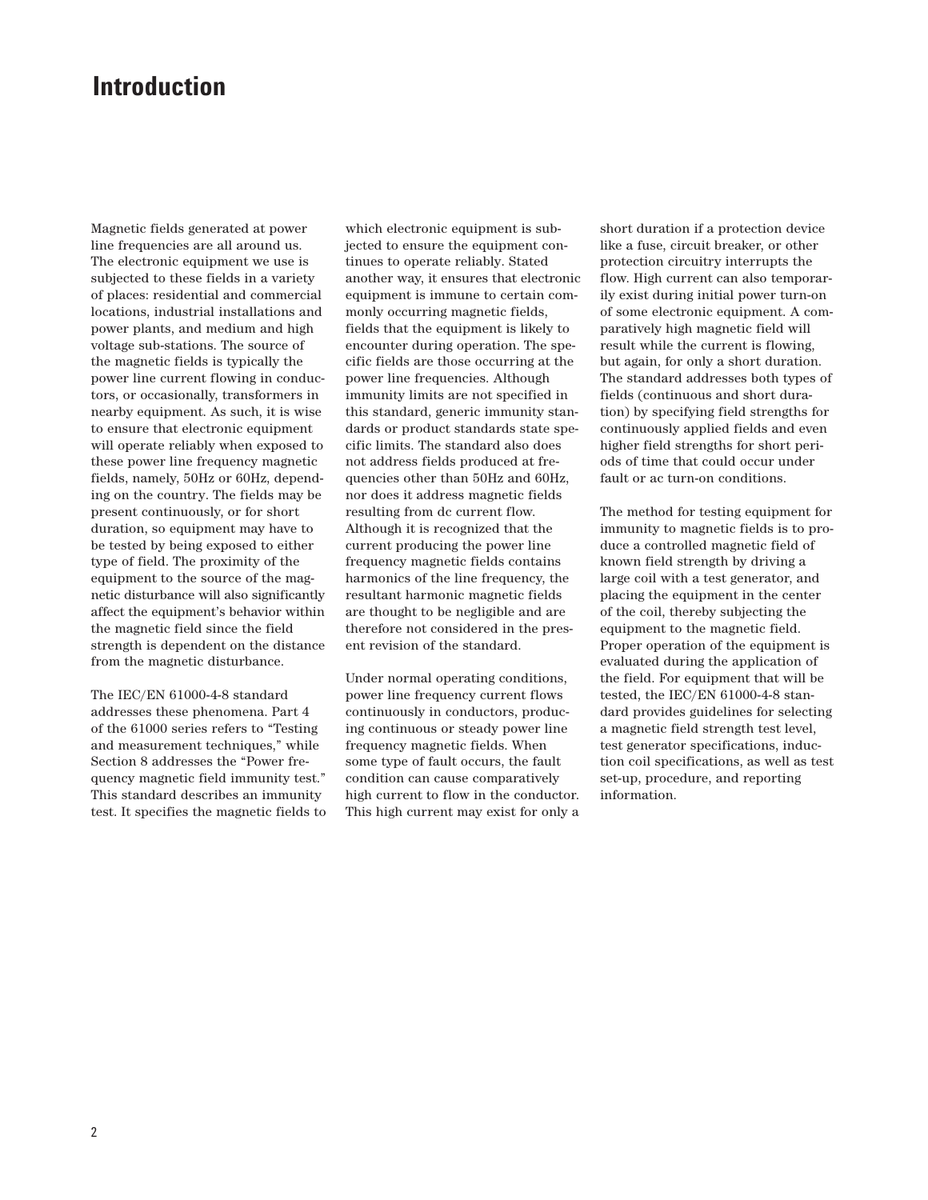# Introduction

Magnetic fields generated at power line frequencies are all around us. The electronic equipment we use is subjected to these fields in a variety of places: residential and commercial locations, industrial installations and power plants, and medium and high voltage sub-stations. The source of the magnetic fields is typically the power line current flowing in conductors, or occasionally, transformers in nearby equipment. As such, it is wise to ensure that electronic equipment will operate reliably when exposed to these power line frequency magnetic fields, namely, 50Hz or 60Hz, depending on the country. The fields may be present continuously, or for short duration, so equipment may have to be tested by being exposed to either type of field. The proximity of the equipment to the source of the magnetic disturbance will also significantly affect the equipment's behavior within the magnetic field since the field strength is dependent on the distance from the magnetic disturbance.

The IEC/EN 61000-4-8 standard addresses these phenomena. Part 4 of the 61000 series refers to "Testing and measurement techniques," while Section 8 addresses the "Power frequency magnetic field immunity test." This standard describes an immunity test. It specifies the magnetic fields to which electronic equipment is subjected to ensure the equipment continues to operate reliably. Stated another way, it ensures that electronic equipment is immune to certain commonly occurring magnetic fields, fields that the equipment is likely to encounter during operation. The specific fields are those occurring at the power line frequencies. Although immunity limits are not specified in this standard, generic immunity standards or product standards state specific limits. The standard also does not address fields produced at frequencies other than 50Hz and 60Hz, nor does it address magnetic fields resulting from dc current flow. Although it is recognized that the current producing the power line frequency magnetic fields contains harmonics of the line frequency, the resultant harmonic magnetic fields are thought to be negligible and are therefore not considered in the present revision of the standard.

Under normal operating conditions, power line frequency current flows continuously in conductors, producing continuous or steady power line frequency magnetic fields. When some type of fault occurs, the fault condition can cause comparatively high current to flow in the conductor. This high current may exist for only a short duration if a protection device like a fuse, circuit breaker, or other protection circuitry interrupts the flow. High current can also temporarily exist during initial power turn-on of some electronic equipment. A comparatively high magnetic field will result while the current is flowing, but again, for only a short duration. The standard addresses both types of fields (continuous and short duration) by specifying field strengths for continuously applied fields and even higher field strengths for short periods of time that could occur under fault or ac turn-on conditions.

The method for testing equipment for immunity to magnetic fields is to produce a controlled magnetic field of known field strength by driving a large coil with a test generator, and placing the equipment in the center of the coil, thereby subjecting the equipment to the magnetic field. Proper operation of the equipment is evaluated during the application of the field. For equipment that will be tested, the IEC/EN 61000-4-8 standard provides guidelines for selecting a magnetic field strength test level, test generator specifications, induction coil specifications, as well as test set-up, procedure, and reporting information.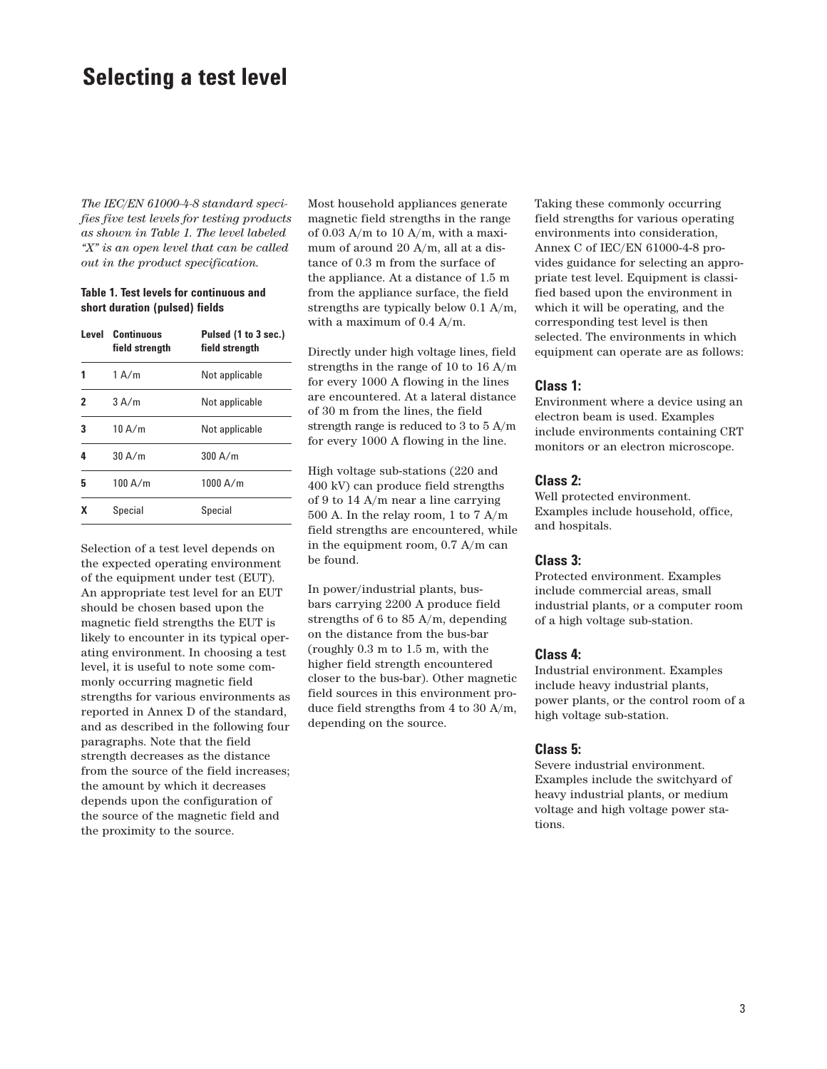# Selecting a test level

*The IEC/EN 61000-4-8 standard specifies five test levels for testing products as shown in Table 1. The level labeled "X" is an open level that can be called out in the product specification.*

**Table 1. Test levels for continuous and short duration (pulsed) fields**

| Level | Continuous field strength | Pulsed (1 to 3 sec.) field strength |
|---|---|---|
| **1** | 1 A/m | Not applicable |
| **2** | 3 A/m | Not applicable |
| **3** | 10 A/m | Not applicable |
| **4** | 30 A/m | 300 A/m |
| **5** | 100 A/m | 1000 A/m |
| **X** | Special | Special |

Selection of a test level depends on the expected operating environment of the equipment under test (EUT). An appropriate test level for an EUT should be chosen based upon the magnetic field strengths the EUT is likely to encounter in its typical operating environment. In choosing a test level, it is useful to note some commonly occurring magnetic field strengths for various environments as reported in Annex D of the standard, and as described in the following four paragraphs. Note that the field strength decreases as the distance from the source of the field increases; the amount by which it decreases depends upon the configuration of the source of the magnetic field and the proximity to the source.

Most household appliances generate magnetic field strengths in the range of 0.03 A/m to 10 A/m, with a maximum of around 20 A/m, all at a distance of 0.3 m from the surface of the appliance. At a distance of 1.5 m from the appliance surface, the field strengths are typically below 0.1 A/m, with a maximum of 0.4 A/m.

Directly under high voltage lines, field strengths in the range of 10 to 16 A/m for every 1000 A flowing in the lines are encountered. At a lateral distance of 30 m from the lines, the field strength range is reduced to 3 to 5 A/m for every 1000 A flowing in the line.

High voltage sub-stations (220 and 400 kV) can produce field strengths of 9 to 14 A/m near a line carrying 500 A. In the relay room, 1 to 7 A/m field strengths are encountered, while in the equipment room, 0.7 A/m can be found.

In power/industrial plants, bus-bars carrying 2200 A produce field strengths of 6 to 85 A/m, depending on the distance from the bus-bar (roughly 0.3 m to 1.5 m, with the higher field strength encountered closer to the bus-bar). Other magnetic field sources in this environment produce field strengths from 4 to 30 A/m, depending on the source.

Taking these commonly occurring field strengths for various operating environments into consideration, Annex C of IEC/EN 61000-4-8 provides guidance for selecting an appropriate test level. Equipment is classified based upon the environment in which it will be operating, and the corresponding test level is then selected. The environments in which equipment can operate are as follows:

### Class 1:

Environment where a device using an electron beam is used. Examples include environments containing CRT monitors or an electron microscope.

### Class 2:

Well protected environment. Examples include household, office, and hospitals.

### Class 3:

Protected environment. Examples include commercial areas, small industrial plants, or a computer room of a high voltage sub-station.

### Class 4:

Industrial environment. Examples include heavy industrial plants, power plants, or the control room of a high voltage sub-station.

### Class 5:

Severe industrial environment. Examples include the switchyard of heavy industrial plants, or medium voltage and high voltage power stations.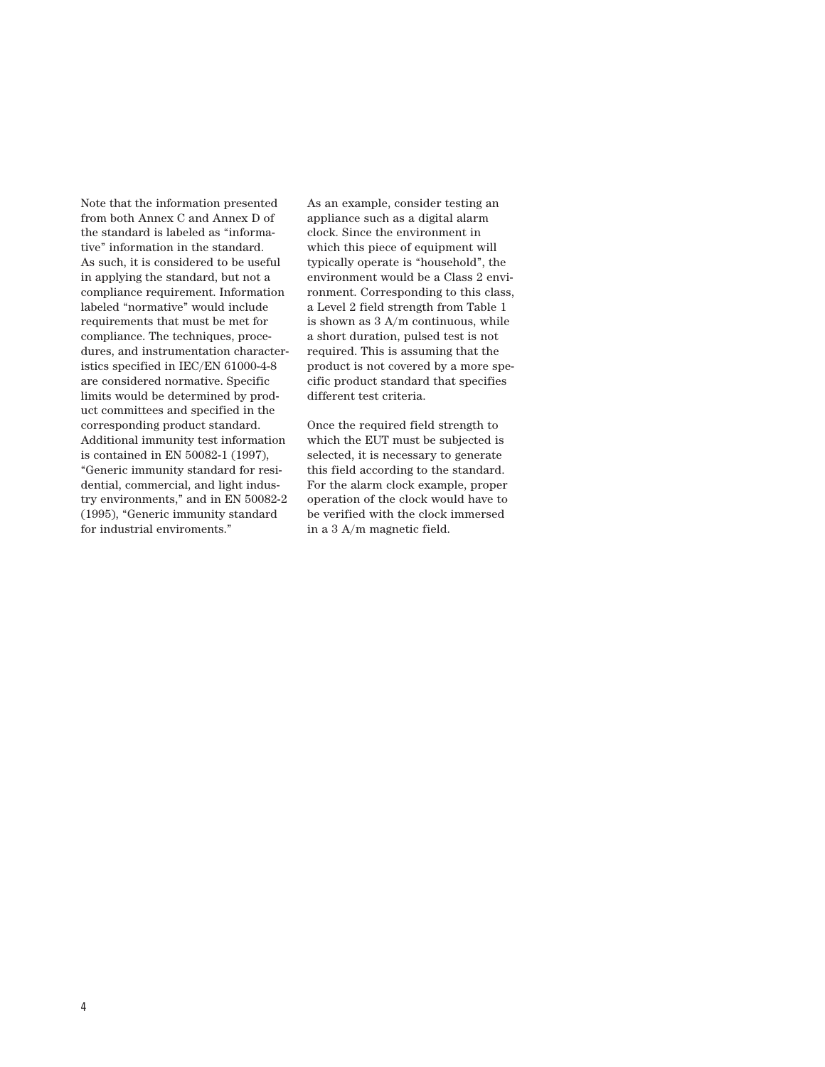Note that the information presented from both Annex C and Annex D of the standard is labeled as “informative” information in the standard. As such, it is considered to be useful in applying the standard, but not a compliance requirement. Information labeled “normative” would include requirements that must be met for compliance. The techniques, procedures, and instrumentation characteristics specified in IEC/EN 61000-4-8 are considered normative. Specific limits would be determined by product committees and specified in the corresponding product standard. Additional immunity test information is contained in EN 50082-1 (1997), “Generic immunity standard for residential, commercial, and light industry environments,” and in EN 50082-2 (1995), “Generic immunity standard for industrial enviroments.”

As an example, consider testing an appliance such as a digital alarm clock. Since the environment in which this piece of equipment will typically operate is “household”, the environment would be a Class 2 environment. Corresponding to this class, a Level 2 field strength from Table 1 is shown as 3 A/m continuous, while a short duration, pulsed test is not required. This is assuming that the product is not covered by a more specific product standard that specifies different test criteria.

Once the required field strength to which the EUT must be subjected is selected, it is necessary to generate this field according to the standard. For the alarm clock example, proper operation of the clock would have to be verified with the clock immersed in a 3 A/m magnetic field.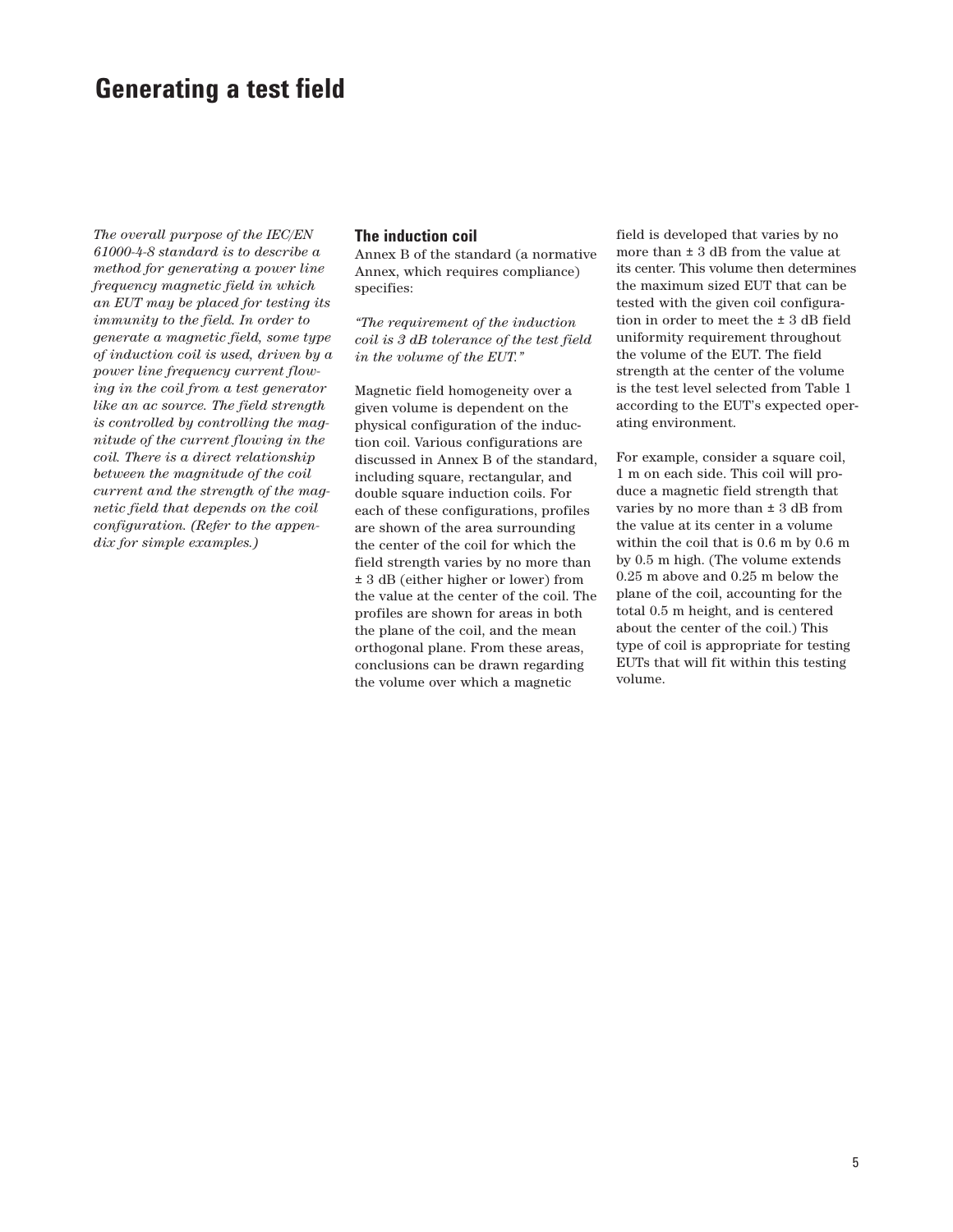# Generating a test field

*The overall purpose of the IEC/EN 61000-4-8 standard is to describe a method for generating a power line frequency magnetic field in which an EUT may be placed for testing its immunity to the field. In order to generate a magnetic field, some type of induction coil is used, driven by a power line frequency current flowing in the coil from a test generator like an ac source. The field strength is controlled by controlling the magnitude of the current flowing in the coil. There is a direct relationship between the magnitude of the coil current and the strength of the magnetic field that depends on the coil configuration. (Refer to the appendix for simple examples.)*

## The induction coil

Annex B of the standard (a normative Annex, which requires compliance) specifies:

*"The requirement of the induction coil is 3 dB tolerance of the test field in the volume of the EUT."*

Magnetic field homogeneity over a given volume is dependent on the physical configuration of the induction coil. Various configurations are discussed in Annex B of the standard, including square, rectangular, and double square induction coils. For each of these configurations, profiles are shown of the area surrounding the center of the coil for which the field strength varies by no more than ± 3 dB (either higher or lower) from the value at the center of the coil. The profiles are shown for areas in both the plane of the coil, and the mean orthogonal plane. From these areas, conclusions can be drawn regarding the volume over which a magnetic field is developed that varies by no more than ± 3 dB from the value at its center. This volume then determines the maximum sized EUT that can be tested with the given coil configuration in order to meet the ± 3 dB field uniformity requirement throughout the volume of the EUT. The field strength at the center of the volume is the test level selected from Table 1 according to the EUT's expected operating environment.

For example, consider a square coil, 1 m on each side. This coil will produce a magnetic field strength that varies by no more than ± 3 dB from the value at its center in a volume within the coil that is 0.6 m by 0.6 m by 0.5 m high. (The volume extends 0.25 m above and 0.25 m below the plane of the coil, accounting for the total 0.5 m height, and is centered about the center of the coil.) This type of coil is appropriate for testing EUTs that will fit within this testing volume.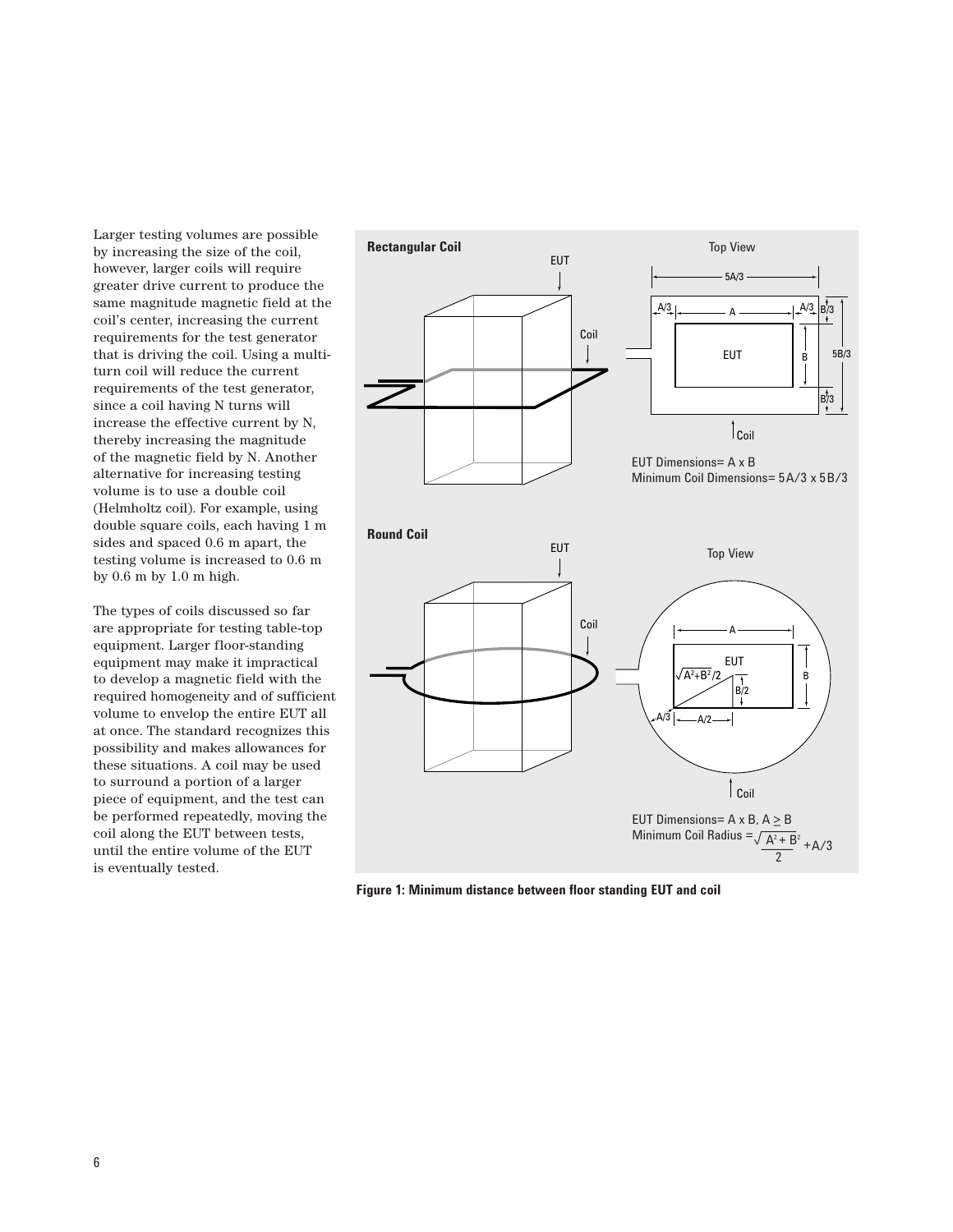Larger testing volumes are possible by increasing the size of the coil, however, larger coils will require greater drive current to produce the same magnitude magnetic field at the coil's center, increasing the current requirements for the test generator that is driving the coil. Using a multi-turn coil will reduce the current requirements of the test generator, since a coil having N turns will increase the effective current by N, thereby increasing the magnitude of the magnetic field by N. Another alternative for increasing testing volume is to use a double coil (Helmholtz coil). For example, using double square coils, each having 1 m sides and spaced 0.6 m apart, the testing volume is increased to 0.6 m by 0.6 m by 1.0 m high.

The types of coils discussed so far are appropriate for testing table-top equipment. Larger floor-standing equipment may make it impractical to develop a magnetic field with the required homogeneity and of sufficient volume to envelop the entire EUT all at once. The standard recognizes this possibility and makes allowances for these situations. A coil may be used to surround a portion of a larger piece of equipment, and the test can be performed repeatedly, moving the coil along the EUT between tests, until the entire volume of the EUT is eventually tested.

**Rectangular Coil**

EUT Dimensions= A x B
Minimum Coil Dimensions= 5A/3 x 5B/3

**Round Coil**

EUT Dimensions= A x B, $A \geq B$
Minimum Coil Radius = $\sqrt{\frac{A^2+B^2}{2}} + A/3$

**Figure 1: Minimum distance between floor standing EUT and coil**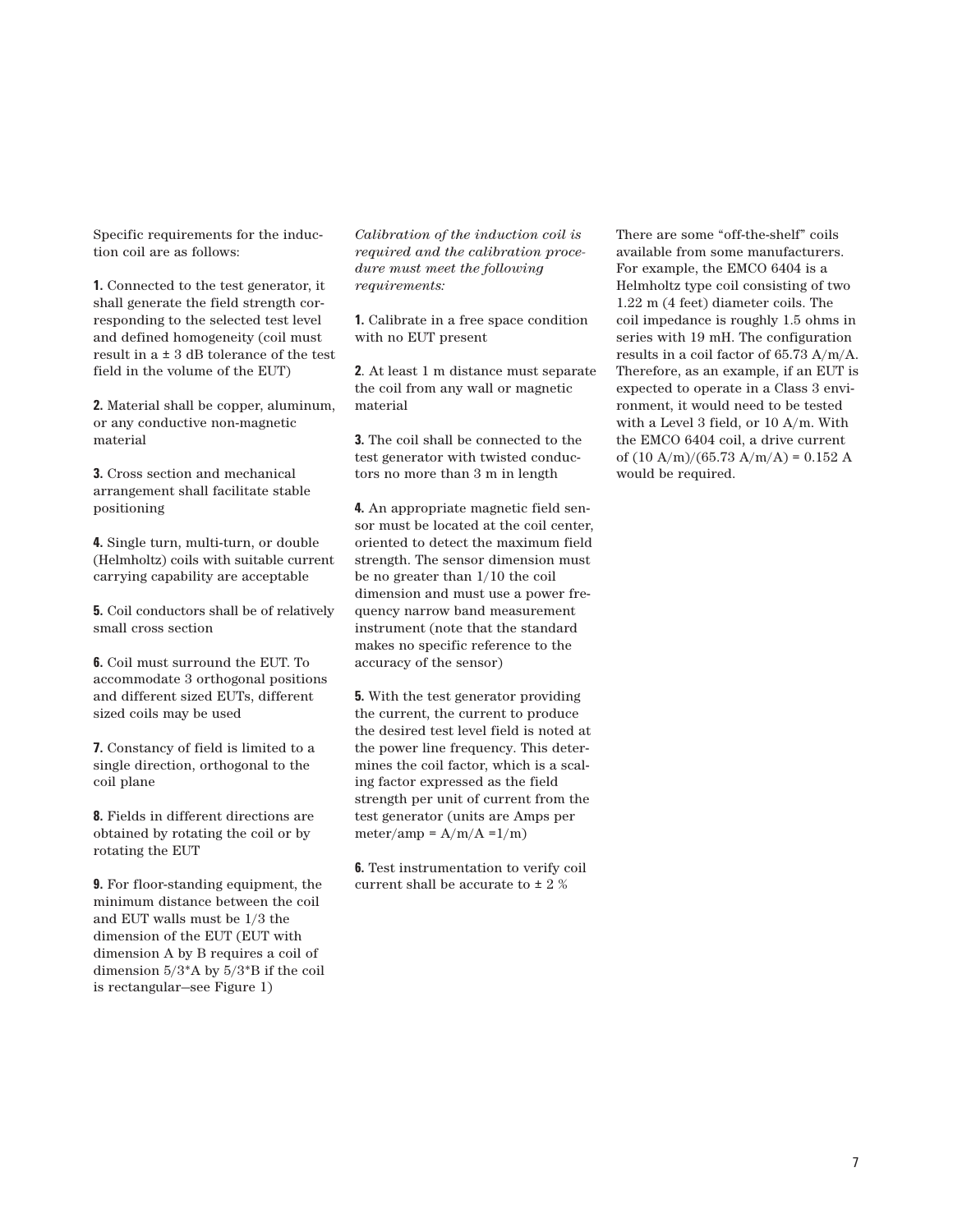Specific requirements for the induction coil are as follows:

**1.** Connected to the test generator, it shall generate the field strength corresponding to the selected test level and defined homogeneity (coil must result in a ± 3 dB tolerance of the test field in the volume of the EUT)

**2.** Material shall be copper, aluminum, or any conductive non-magnetic material

**3.** Cross section and mechanical arrangement shall facilitate stable positioning

**4.** Single turn, multi-turn, or double (Helmholtz) coils with suitable current carrying capability are acceptable

**5.** Coil conductors shall be of relatively small cross section

**6.** Coil must surround the EUT. To accommodate 3 orthogonal positions and different sized EUTs, different sized coils may be used

**7.** Constancy of field is limited to a single direction, orthogonal to the coil plane

**8.** Fields in different directions are obtained by rotating the coil or by rotating the EUT

**9.** For floor-standing equipment, the minimum distance between the coil and EUT walls must be 1/3 the dimension of the EUT (EUT with dimension A by B requires a coil of dimension 5/3*A by 5/3*B if the coil is rectangular–see Figure 1)

*Calibration of the induction coil is required and the calibration procedure must meet the following requirements:*

**1.** Calibrate in a free space condition with no EUT present

**2**. At least 1 m distance must separate the coil from any wall or magnetic material

**3.** The coil shall be connected to the test generator with twisted conductors no more than 3 m in length

**4.** An appropriate magnetic field sensor must be located at the coil center, oriented to detect the maximum field strength. The sensor dimension must be no greater than 1/10 the coil dimension and must use a power frequency narrow band measurement instrument (note that the standard makes no specific reference to the accuracy of the sensor)

**5.** With the test generator providing the current, the current to produce the desired test level field is noted at the power line frequency. This determines the coil factor, which is a scaling factor expressed as the field strength per unit of current from the test generator (units are Amps per meter/amp = A/m/A =1/m)

**6.** Test instrumentation to verify coil current shall be accurate to ± 2 %

There are some "off-the-shelf" coils available from some manufacturers. For example, the EMCO 6404 is a Helmholtz type coil consisting of two 1.22 m (4 feet) diameter coils. The coil impedance is roughly 1.5 ohms in series with 19 mH. The configuration results in a coil factor of 65.73 A/m/A. Therefore, as an example, if an EUT is expected to operate in a Class 3 environment, it would need to be tested with a Level 3 field, or 10 A/m. With the EMCO 6404 coil, a drive current of (10 A/m)/(65.73 A/m/A) = 0.152 A would be required.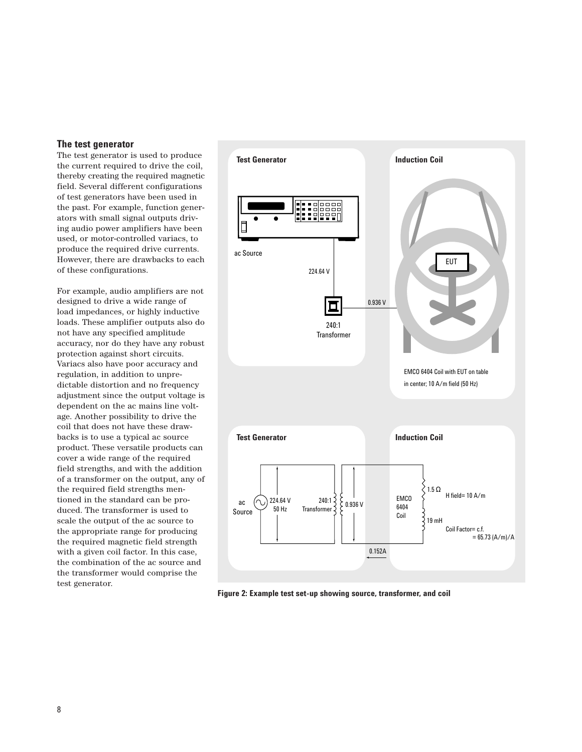## The test generator

The test generator is used to produce the current required to drive the coil, thereby creating the required magnetic field. Several different configurations of test generators have been used in the past. For example, function generators with small signal outputs driving audio power amplifiers have been used, or motor-controlled variacs, to produce the required drive currents. However, there are drawbacks to each of these configurations.

For example, audio amplifiers are not designed to drive a wide range of load impedances, or highly inductive loads. These amplifier outputs also do not have any specified amplitude accuracy, nor do they have any robust protection against short circuits. Variacs also have poor accuracy and regulation, in addition to unpredictable distortion and no frequency adjustment since the output voltage is dependent on the ac mains line voltage. Another possibility to drive the coil that does not have these drawbacks is to use a typical ac source product. These versatile products can cover a wide range of the required field strengths, and with the addition of a transformer on the output, any of the required field strengths mentioned in the standard can be produced. The transformer is used to scale the output of the ac source to the appropriate range for producing the required magnetic field strength with a given coil factor. In this case, the combination of the ac source and the transformer would comprise the test generator.

Test Generator

ac Source

224.64 V

240:1 Transformer

0.936 V

Induction Coil

EUT

EMCO 6404 Coil with EUT on table in center; 10 A/m field (50 Hz)

Test Generator

ac Source

224.64 V 50 Hz

240:1 Transformer

0.936 V

0.152A

Induction Coil

EMCO 6404 Coil

1.5 Ω

19 mH

H field= 10 A/m

Coil Factor= c.f. = 65.73 (A/m)/A

**Figure 2: Example test set-up showing source, transformer, and coil**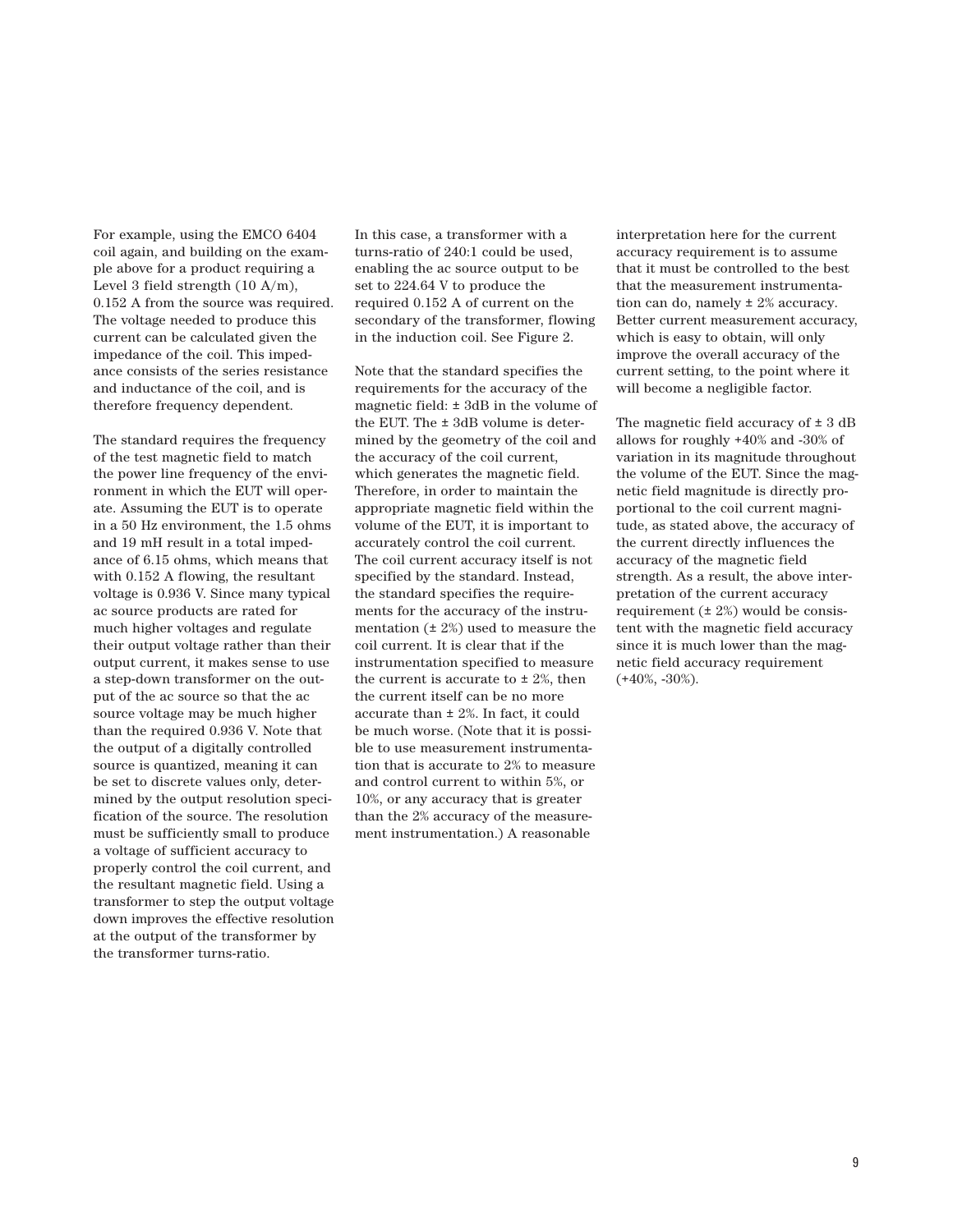For example, using the EMCO 6404 coil again, and building on the example above for a product requiring a Level 3 field strength (10 A/m), 0.152 A from the source was required. The voltage needed to produce this current can be calculated given the impedance of the coil. This impedance consists of the series resistance and inductance of the coil, and is therefore frequency dependent.

The standard requires the frequency of the test magnetic field to match the power line frequency of the environment in which the EUT will operate. Assuming the EUT is to operate in a 50 Hz environment, the 1.5 ohms and 19 mH result in a total impedance of 6.15 ohms, which means that with 0.152 A flowing, the resultant voltage is 0.936 V. Since many typical ac source products are rated for much higher voltages and regulate their output voltage rather than their output current, it makes sense to use a step-down transformer on the output of the ac source so that the ac source voltage may be much higher than the required 0.936 V. Note that the output of a digitally controlled source is quantized, meaning it can be set to discrete values only, determined by the output resolution specification of the source. The resolution must be sufficiently small to produce a voltage of sufficient accuracy to properly control the coil current, and the resultant magnetic field. Using a transformer to step the output voltage down improves the effective resolution at the output of the transformer by the transformer turns-ratio.

In this case, a transformer with a turns-ratio of 240:1 could be used, enabling the ac source output to be set to 224.64 V to produce the required 0.152 A of current on the secondary of the transformer, flowing in the induction coil. See Figure 2.

Note that the standard specifies the requirements for the accuracy of the magnetic field: ± 3dB in the volume of the EUT. The ± 3dB volume is determined by the geometry of the coil and the accuracy of the coil current, which generates the magnetic field. Therefore, in order to maintain the appropriate magnetic field within the volume of the EUT, it is important to accurately control the coil current. The coil current accuracy itself is not specified by the standard. Instead, the standard specifies the requirements for the accuracy of the instrumentation (± 2%) used to measure the coil current. It is clear that if the instrumentation specified to measure the current is accurate to ± 2%, then the current itself can be no more accurate than ± 2%. In fact, it could be much worse. (Note that it is possible to use measurement instrumentation that is accurate to 2% to measure and control current to within 5%, or 10%, or any accuracy that is greater than the 2% accuracy of the measurement instrumentation.) A reasonable interpretation here for the current accuracy requirement is to assume that it must be controlled to the best that the measurement instrumentation can do, namely ± 2% accuracy. Better current measurement accuracy, which is easy to obtain, will only improve the overall accuracy of the current setting, to the point where it will become a negligible factor.

The magnetic field accuracy of ± 3 dB allows for roughly +40% and -30% of variation in its magnitude throughout the volume of the EUT. Since the magnetic field magnitude is directly proportional to the coil current magnitude, as stated above, the accuracy of the current directly influences the accuracy of the magnetic field strength. As a result, the above interpretation of the current accuracy requirement (± 2%) would be consistent with the magnetic field accuracy since it is much lower than the magnetic field accuracy requirement (+40%, -30%).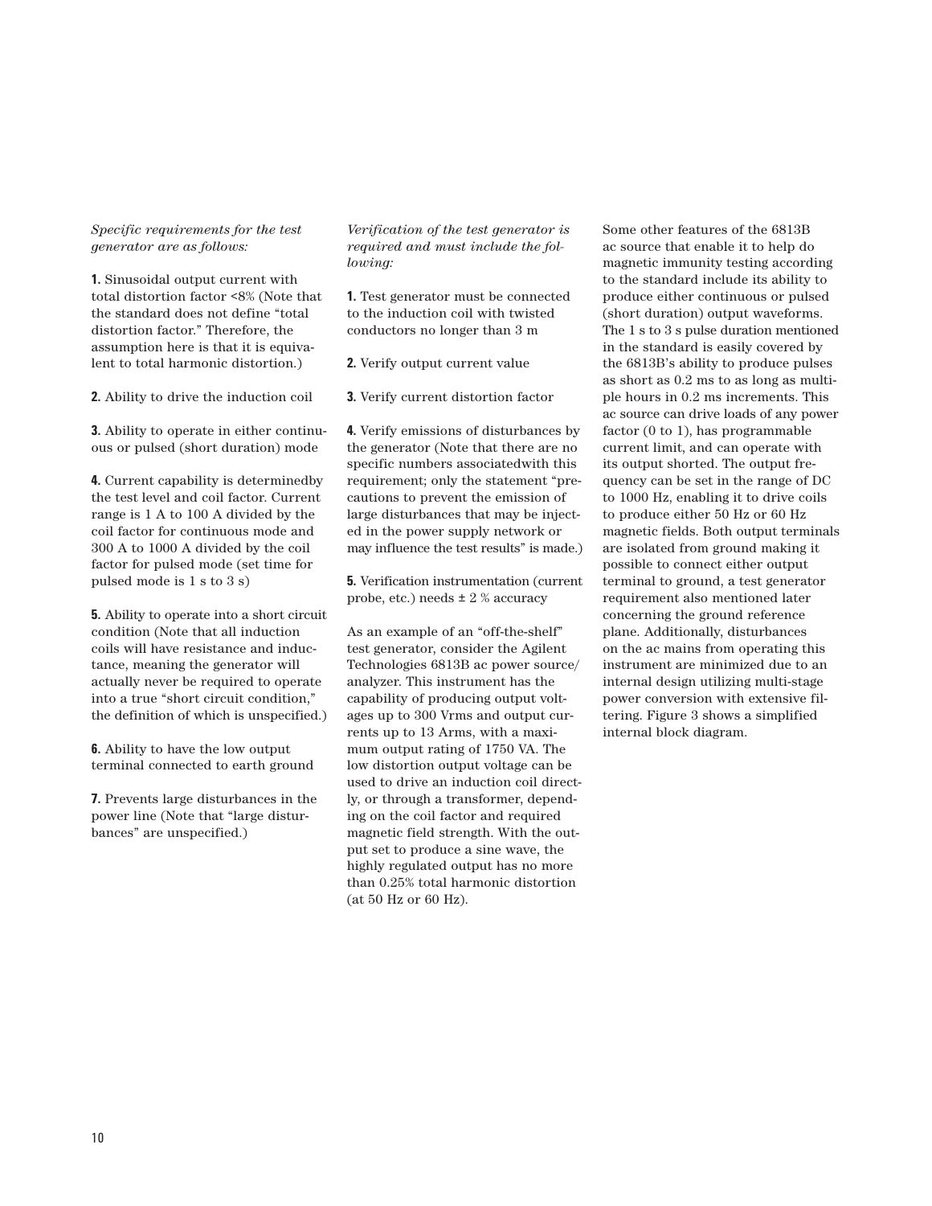*Specific requirements for the test generator are as follows:*

**1.** Sinusoidal output current with total distortion factor <8% (Note that the standard does not define “total distortion factor.” Therefore, the assumption here is that it is equivalent to total harmonic distortion.)

**2.** Ability to drive the induction coil

**3.** Ability to operate in either continuous or pulsed (short duration) mode

**4.** Current capability is determinedby the test level and coil factor. Current range is 1 A to 100 A divided by the coil factor for continuous mode and 300 A to 1000 A divided by the coil factor for pulsed mode (set time for pulsed mode is 1 s to 3 s)

**5.** Ability to operate into a short circuit condition (Note that all induction coils will have resistance and inductance, meaning the generator will actually never be required to operate into a true “short circuit condition,” the definition of which is unspecified.)

**6.** Ability to have the low output terminal connected to earth ground

**7.** Prevents large disturbances in the power line (Note that “large disturbances” are unspecified.)

*Verification of the test generator is required and must include the following:*

**1.** Test generator must be connected to the induction coil with twisted conductors no longer than 3 m

**2.** Verify output current value

**3.** Verify current distortion factor

**4.** Verify emissions of disturbances by the generator (Note that there are no specific numbers associatedwith this requirement; only the statement “precautions to prevent the emission of large disturbances that may be injected in the power supply network or may influence the test results” is made.)

**5.** Verification instrumentation (current probe, etc.) needs ± 2 % accuracy

As an example of an “off-the-shelf” test generator, consider the Agilent Technologies 6813B ac power source/analyzer. This instrument has the capability of producing output voltages up to 300 Vrms and output currents up to 13 Arms, with a maximum output rating of 1750 VA. The low distortion output voltage can be used to drive an induction coil directly, or through a transformer, depending on the coil factor and required magnetic field strength. With the output set to produce a sine wave, the highly regulated output has no more than 0.25% total harmonic distortion (at 50 Hz or 60 Hz).

Some other features of the 6813B ac source that enable it to help do magnetic immunity testing according to the standard include its ability to produce either continuous or pulsed (short duration) output waveforms. The 1 s to 3 s pulse duration mentioned in the standard is easily covered by the 6813B’s ability to produce pulses as short as 0.2 ms to as long as multiple hours in 0.2 ms increments. This ac source can drive loads of any power factor (0 to 1), has programmable current limit, and can operate with its output shorted. The output frequency can be set in the range of DC to 1000 Hz, enabling it to drive coils to produce either 50 Hz or 60 Hz magnetic fields. Both output terminals are isolated from ground making it possible to connect either output terminal to ground, a test generator requirement also mentioned later concerning the ground reference plane. Additionally, disturbances on the ac mains from operating this instrument are minimized due to an internal design utilizing multi-stage power conversion with extensive filtering. Figure 3 shows a simplified internal block diagram.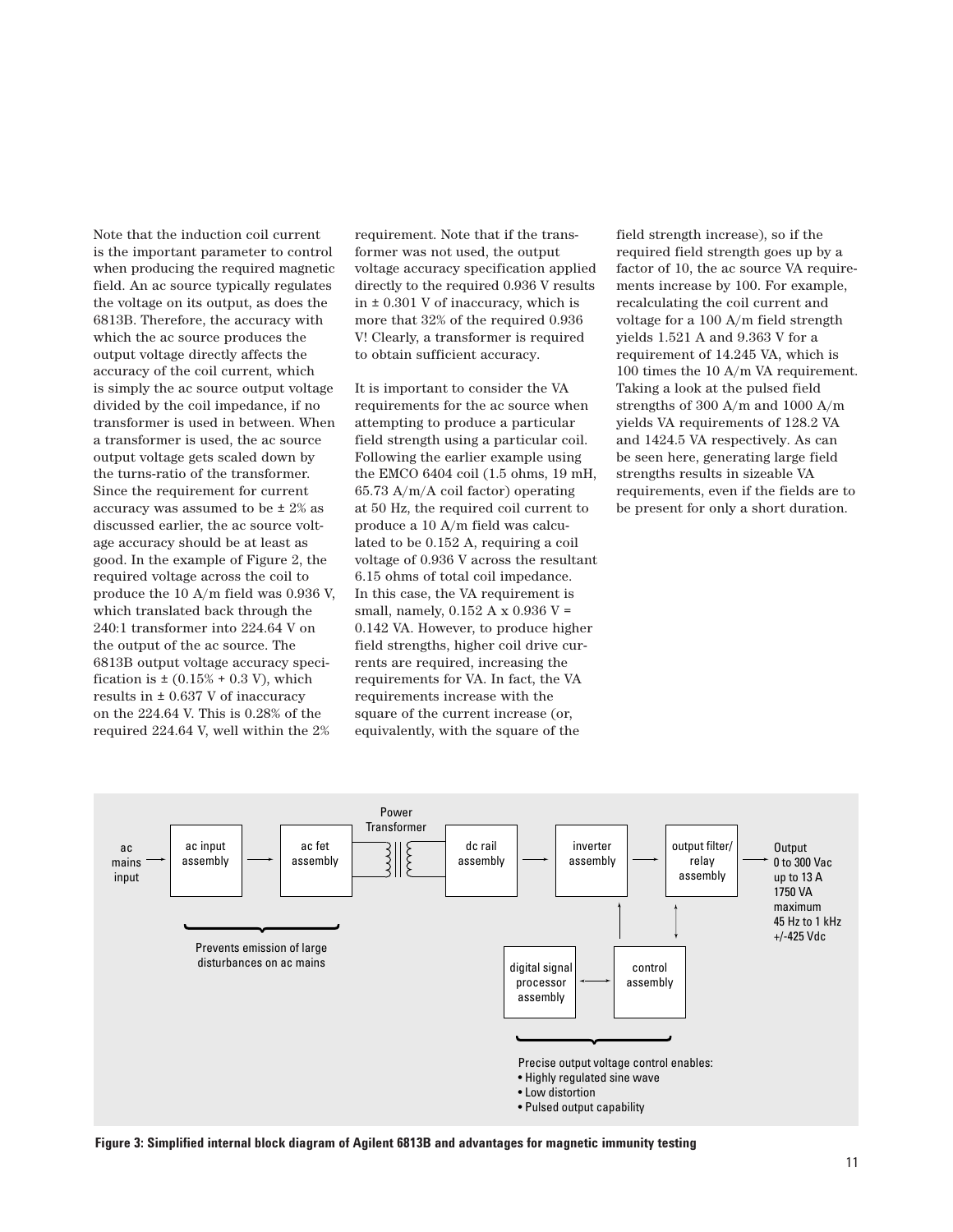Note that the induction coil current is the important parameter to control when producing the required magnetic field. An ac source typically regulates the voltage on its output, as does the 6813B. Therefore, the accuracy with which the ac source produces the output voltage directly affects the accuracy of the coil current, which is simply the ac source output voltage divided by the coil impedance, if no transformer is used in between. When a transformer is used, the ac source output voltage gets scaled down by the turns-ratio of the transformer. Since the requirement for current accuracy was assumed to be ± 2% as discussed earlier, the ac source voltage accuracy should be at least as good. In the example of Figure 2, the required voltage across the coil to produce the 10 A/m field was 0.936 V, which translated back through the 240:1 transformer into 224.64 V on the output of the ac source. The 6813B output voltage accuracy specification is ± (0.15% + 0.3 V), which results in ± 0.637 V of inaccuracy on the 224.64 V. This is 0.28% of the required 224.64 V, well within the 2% requirement. Note that if the transformer was not used, the output voltage accuracy specification applied directly to the required 0.936 V results in ± 0.301 V of inaccuracy, which is more that 32% of the required 0.936 V! Clearly, a transformer is required to obtain sufficient accuracy.

It is important to consider the VA requirements for the ac source when attempting to produce a particular field strength using a particular coil. Following the earlier example using the EMCO 6404 coil (1.5 ohms, 19 mH, 65.73 A/m/A coil factor) operating at 50 Hz, the required coil current to produce a 10 A/m field was calculated to be 0.152 A, requiring a coil voltage of 0.936 V across the resultant 6.15 ohms of total coil impedance. In this case, the VA requirement is small, namely, 0.152 A x 0.936 V = 0.142 VA. However, to produce higher field strengths, higher coil drive currents are required, increasing the requirements for VA. In fact, the VA requirements increase with the square of the current increase (or, equivalently, with the square of the field strength increase), so if the required field strength goes up by a factor of 10, the ac source VA requirements increase by 100. For example, recalculating the coil current and voltage for a 100 A/m field strength yields 1.521 A and 9.363 V for a requirement of 14.245 VA, which is 100 times the 10 A/m VA requirement. Taking a look at the pulsed field strengths of 300 A/m and 1000 A/m yields VA requirements of 128.2 VA and 1424.5 VA respectively. As can be seen here, generating large field strengths results in sizeable VA requirements, even if the fields are to be present for only a short duration.

ac mains input → ac input assembly → ac fet assembly → Power Transformer → dc rail assembly → inverter assembly → output filter/ relay assembly → Output 0 to 300 Vac up to 13 A 1750 VA maximum 45 Hz to 1 kHz +/-425 Vdc

digital signal processor assembly ↔ control assembly

Prevents emission of large disturbances on ac mains

Precise output voltage control enables:
- Highly regulated sine wave
- Low distortion
- Pulsed output capability

**Figure 3: Simplified internal block diagram of Agilent 6813B and advantages for magnetic immunity testing**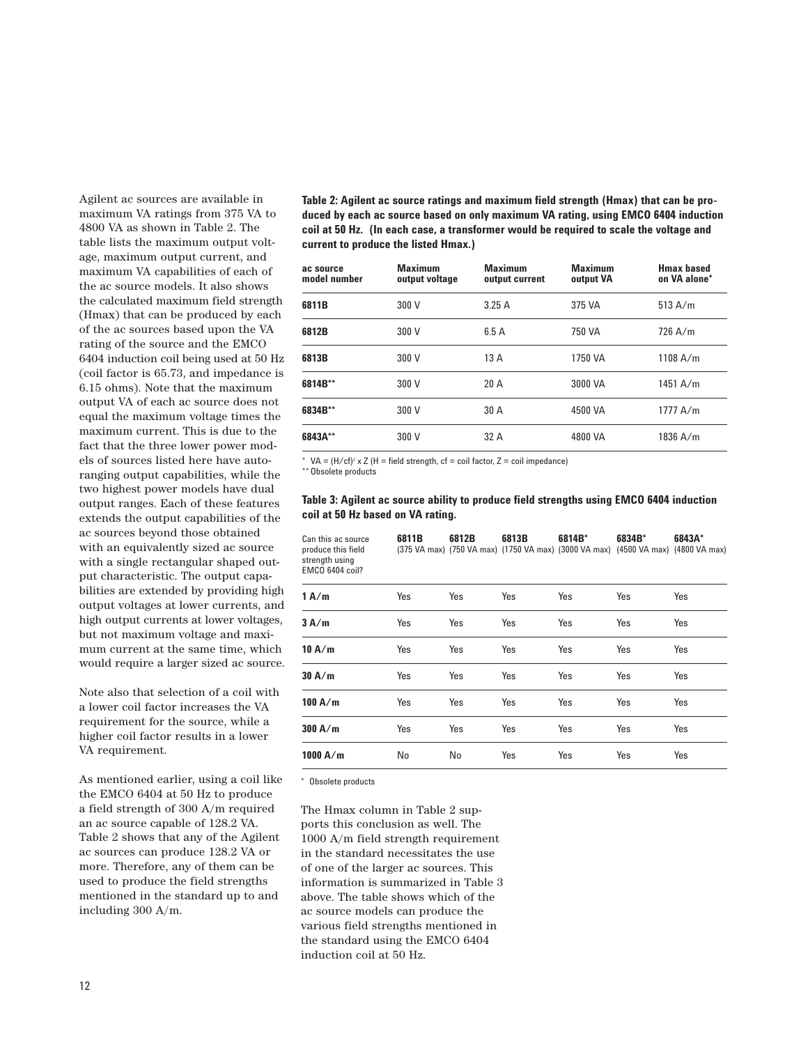Agilent ac sources are available in maximum VA ratings from 375 VA to 4800 VA as shown in Table 2. The table lists the maximum output voltage, maximum output current, and maximum VA capabilities of each of the ac source models. It also shows the calculated maximum field strength (Hmax) that can be produced by each of the ac sources based upon the VA rating of the source and the EMCO 6404 induction coil being used at 50 Hz (coil factor is 65.73, and impedance is 6.15 ohms). Note that the maximum output VA of each ac source does not equal the maximum voltage times the maximum current. This is due to the fact that the three lower power models of sources listed here have autoranging output capabilities, while the two highest power models have dual output ranges. Each of these features extends the output capabilities of the ac sources beyond those obtained with an equivalently sized ac source with a single rectangular shaped output characteristic. The output capabilities are extended by providing high output voltages at lower currents, and high output currents at lower voltages, but not maximum voltage and maximum current at the same time, which would require a larger sized ac source.

Note also that selection of a coil with a lower coil factor increases the VA requirement for the source, while a higher coil factor results in a lower VA requirement.

As mentioned earlier, using a coil like the EMCO 6404 at 50 Hz to produce a field strength of 300 A/m required an ac source capable of 128.2 VA. Table 2 shows that any of the Agilent ac sources can produce 128.2 VA or more. Therefore, any of them can be used to produce the field strengths mentioned in the standard up to and including 300 A/m.

**Table 2: Agilent ac source ratings and maximum field strength (Hmax) that can be produced by each ac source based on only maximum VA rating, using EMCO 6404 induction coil at 50 Hz. (In each case, a transformer would be required to scale the voltage and current to produce the listed Hmax.)**

| ac source model number | Maximum output voltage | Maximum output current | Maximum output VA | Hmax based on VA alone* |
|---|---|---|---|---|
| 6811B | 300 V | 3.25 A | 375 VA | 513 A/m |
| 6812B | 300 V | 6.5 A | 750 VA | 726 A/m |
| 6813B | 300 V | 13 A | 1750 VA | 1108 A/m |
| 6814B** | 300 V | 20 A | 3000 VA | 1451 A/m |
| 6834B** | 300 V | 30 A | 4500 VA | 1777 A/m |
| 6843A** | 300 V | 32 A | 4800 VA | 1836 A/m |

* $VA = (H/cf)^2 \times Z$ (H = field strength, cf = coil factor, Z = coil impedance)
** Obsolete products

**Table 3: Agilent ac source ability to produce field strengths using EMCO 6404 induction coil at 50 Hz based on VA rating.**

| Can this ac source produce this field strength using EMCO 6404 coil? | 6811B (375 VA max) | 6812B (750 VA max) | 6813B (1750 VA max) | 6814B* (3000 VA max) | 6834B* (4500 VA max) | 6843A* (4800 VA max) |
|---|---|---|---|---|---|---|
| 1 A/m | Yes | Yes | Yes | Yes | Yes | Yes |
| 3 A/m | Yes | Yes | Yes | Yes | Yes | Yes |
| 10 A/m | Yes | Yes | Yes | Yes | Yes | Yes |
| 30 A/m | Yes | Yes | Yes | Yes | Yes | Yes |
| 100 A/m | Yes | Yes | Yes | Yes | Yes | Yes |
| 300 A/m | Yes | Yes | Yes | Yes | Yes | Yes |
| 1000 A/m | No | No | Yes | Yes | Yes | Yes |

* Obsolete products

The Hmax column in Table 2 supports this conclusion as well. The 1000 A/m field strength requirement in the standard necessitates the use of one of the larger ac sources. This information is summarized in Table 3 above. The table shows which of the ac source models can produce the various field strengths mentioned in the standard using the EMCO 6404 induction coil at 50 Hz.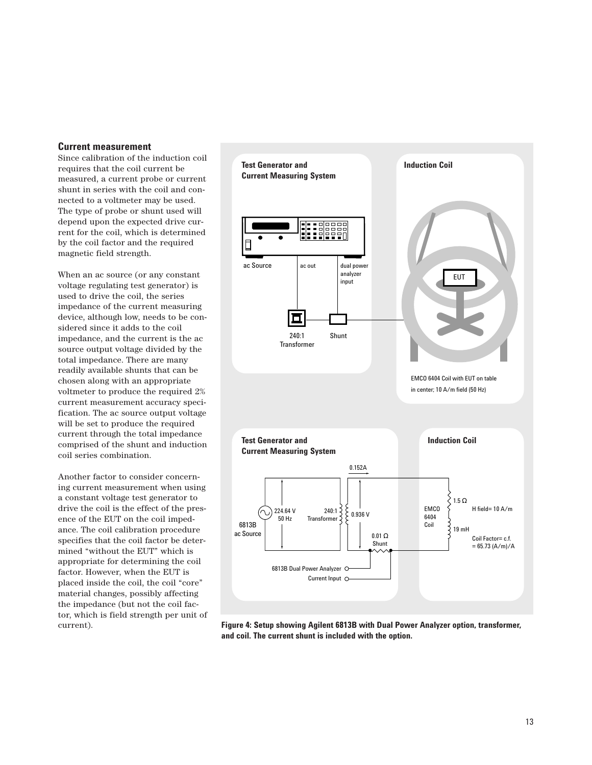## Current measurement

Since calibration of the induction coil requires that the coil current be measured, a current probe or current shunt in series with the coil and connected to a voltmeter may be used. The type of probe or shunt used will depend upon the expected drive current for the coil, which is determined by the coil factor and the required magnetic field strength.

When an ac source (or any constant voltage regulating test generator) is used to drive the coil, the series impedance of the current measuring device, although low, needs to be considered since it adds to the coil impedance, and the current is the ac source output voltage divided by the total impedance. There are many readily available shunts that can be chosen along with an appropriate voltmeter to produce the required 2% current measurement accuracy specification. The ac source output voltage will be set to produce the required current through the total impedance comprised of the shunt and induction coil series combination.

Another factor to consider concerning current measurement when using a constant voltage test generator to drive the coil is the effect of the presence of the EUT on the coil impedance. The coil calibration procedure specifies that the coil factor be determined "without the EUT" which is appropriate for determining the coil factor. However, when the EUT is placed inside the coil, the coil "core" material changes, possibly affecting the impedance (but not the coil factor, which is field strength per unit of current).

**Figure 4: Setup showing Agilent 6813B with Dual Power Analyzer option, transformer, and coil. The current shunt is included with the option.**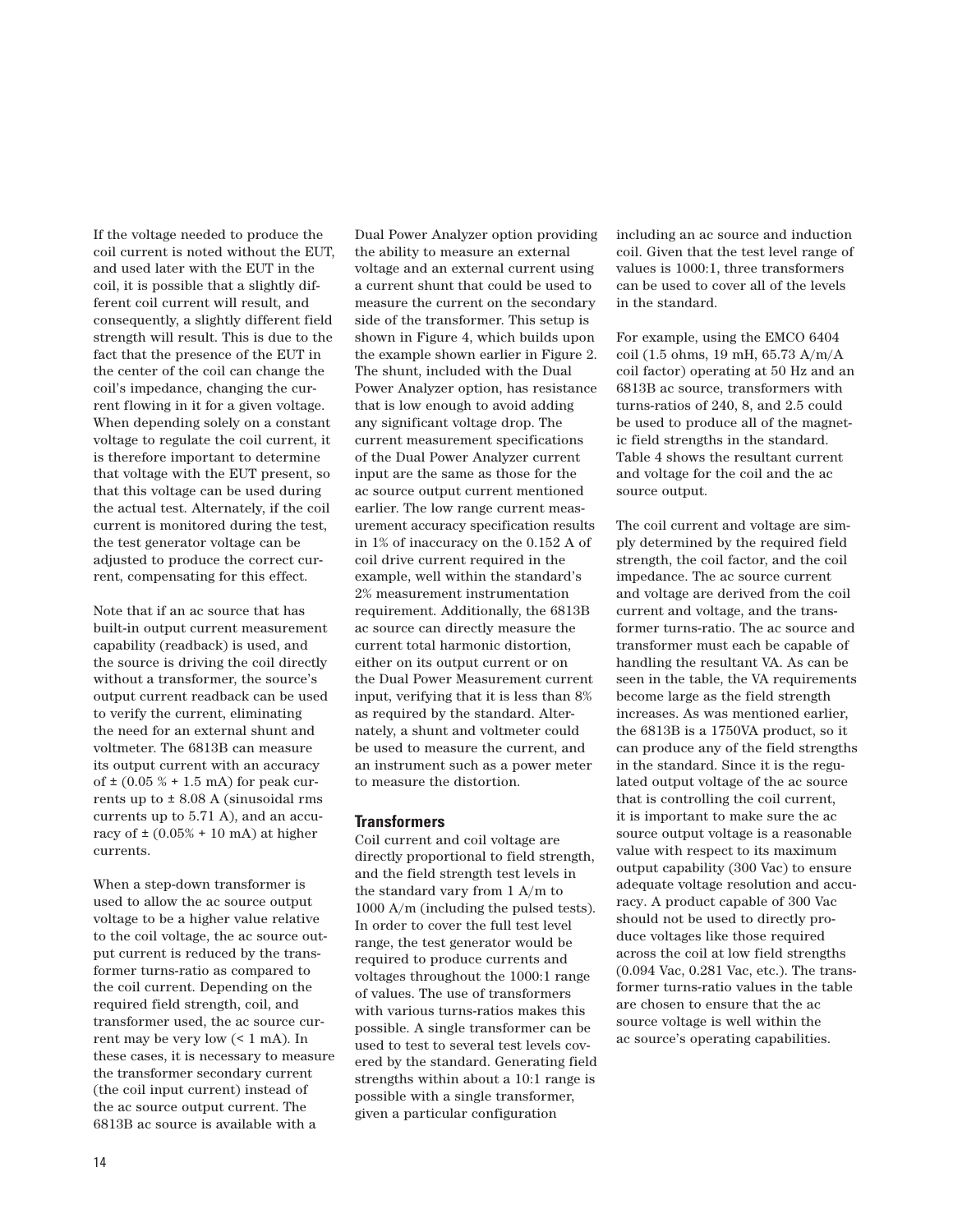If the voltage needed to produce the coil current is noted without the EUT, and used later with the EUT in the coil, it is possible that a slightly different coil current will result, and consequently, a slightly different field strength will result. This is due to the fact that the presence of the EUT in the center of the coil can change the coil's impedance, changing the current flowing in it for a given voltage. When depending solely on a constant voltage to regulate the coil current, it is therefore important to determine that voltage with the EUT present, so that this voltage can be used during the actual test. Alternately, if the coil current is monitored during the test, the test generator voltage can be adjusted to produce the correct current, compensating for this effect.

Note that if an ac source that has built-in output current measurement capability (readback) is used, and the source is driving the coil directly without a transformer, the source's output current readback can be used to verify the current, eliminating the need for an external shunt and voltmeter. The 6813B can measure its output current with an accuracy of ± (0.05 % + 1.5 mA) for peak currents up to ± 8.08 A (sinusoidal rms currents up to 5.71 A), and an accuracy of ± (0.05% + 10 mA) at higher currents.

When a step-down transformer is used to allow the ac source output voltage to be a higher value relative to the coil voltage, the ac source output current is reduced by the transformer turns-ratio as compared to the coil current. Depending on the required field strength, coil, and transformer used, the ac source current may be very low (< 1 mA). In these cases, it is necessary to measure the transformer secondary current (the coil input current) instead of the ac source output current. The 6813B ac source is available with a Dual Power Analyzer option providing the ability to measure an external voltage and an external current using a current shunt that could be used to measure the current on the secondary side of the transformer. This setup is shown in Figure 4, which builds upon the example shown earlier in Figure 2. The shunt, included with the Dual Power Analyzer option, has resistance that is low enough to avoid adding any significant voltage drop. The current measurement specifications of the Dual Power Analyzer current input are the same as those for the ac source output current mentioned earlier. The low range current measurement accuracy specification results in 1% of inaccuracy on the 0.152 A of coil drive current required in the example, well within the standard's 2% measurement instrumentation requirement. Additionally, the 6813B ac source can directly measure the current total harmonic distortion, either on its output current or on the Dual Power Measurement current input, verifying that it is less than 8% as required by the standard. Alternately, a shunt and voltmeter could be used to measure the current, and an instrument such as a power meter to measure the distortion.

## Transformers

Coil current and coil voltage are directly proportional to field strength, and the field strength test levels in the standard vary from 1 A/m to 1000 A/m (including the pulsed tests). In order to cover the full test level range, the test generator would be required to produce currents and voltages throughout the 1000:1 range of values. The use of transformers with various turns-ratios makes this possible. A single transformer can be used to test to several test levels covered by the standard. Generating field strengths within about a 10:1 range is possible with a single transformer, given a particular configuration including an ac source and induction coil. Given that the test level range of values is 1000:1, three transformers can be used to cover all of the levels in the standard.

For example, using the EMCO 6404 coil (1.5 ohms, 19 mH, 65.73 A/m/A coil factor) operating at 50 Hz and an 6813B ac source, transformers with turns-ratios of 240, 8, and 2.5 could be used to produce all of the magnetic field strengths in the standard. Table 4 shows the resultant current and voltage for the coil and the ac source output.

The coil current and voltage are simply determined by the required field strength, the coil factor, and the coil impedance. The ac source current and voltage are derived from the coil current and voltage, and the transformer turns-ratio. The ac source and transformer must each be capable of handling the resultant VA. As can be seen in the table, the VA requirements become large as the field strength increases. As was mentioned earlier, the 6813B is a 1750VA product, so it can produce any of the field strengths in the standard. Since it is the regulated output voltage of the ac source that is controlling the coil current, it is important to make sure the ac source output voltage is a reasonable value with respect to its maximum output capability (300 Vac) to ensure adequate voltage resolution and accuracy. A product capable of 300 Vac should not be used to directly produce voltages like those required across the coil at low field strengths (0.094 Vac, 0.281 Vac, etc.). The transformer turns-ratio values in the table are chosen to ensure that the ac source voltage is well within the ac source's operating capabilities.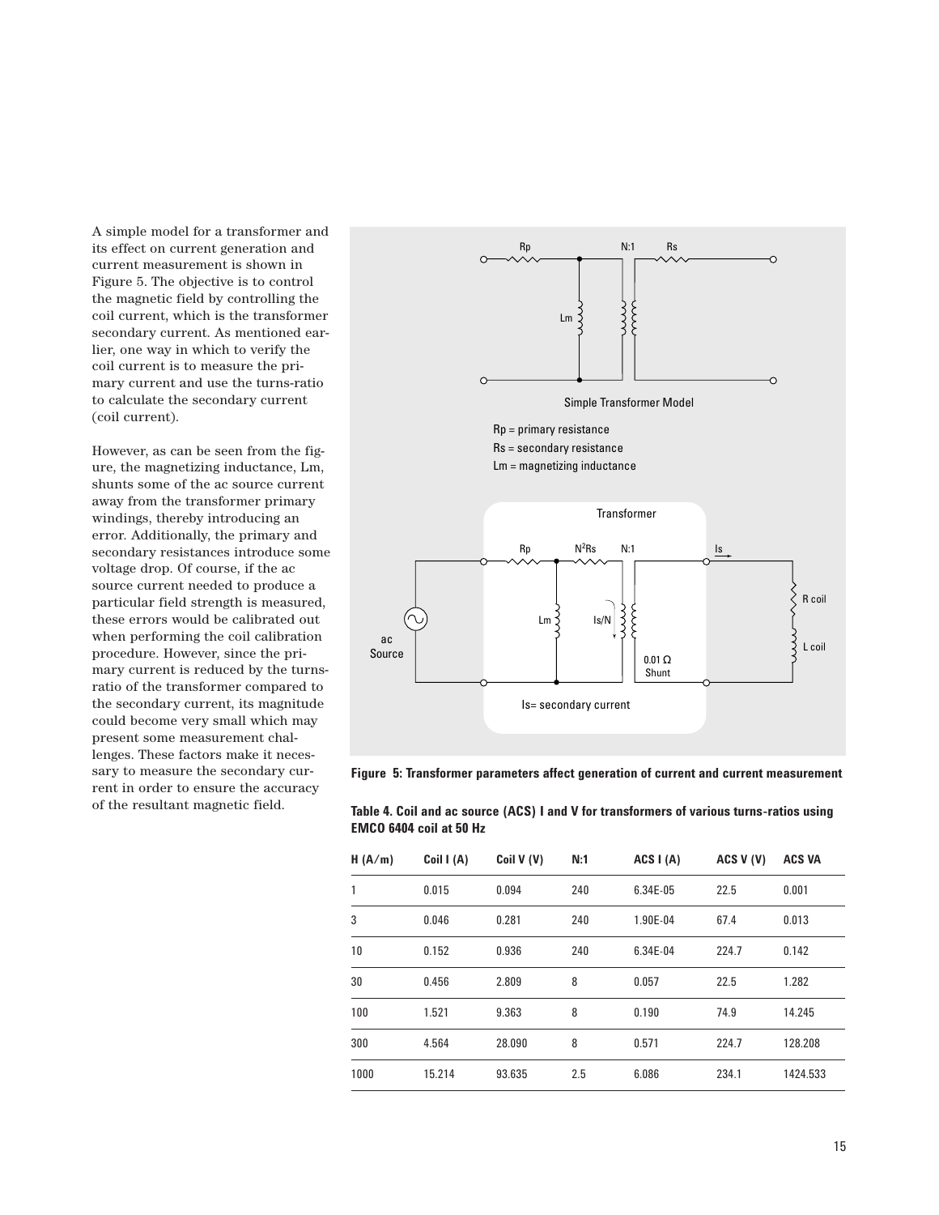A simple model for a transformer and its effect on current generation and current measurement is shown in Figure 5. The objective is to control the magnetic field by controlling the coil current, which is the transformer secondary current. As mentioned earlier, one way in which to verify the coil current is to measure the primary current and use the turns-ratio to calculate the secondary current (coil current).

However, as can be seen from the figure, the magnetizing inductance, Lm, shunts some of the ac source current away from the transformer primary windings, thereby introducing an error. Additionally, the primary and secondary resistances introduce some voltage drop. Of course, if the ac source current needed to produce a particular field strength is measured, these errors would be calibrated out when performing the coil calibration procedure. However, since the primary current is reduced by the turns-ratio of the transformer compared to the secondary current, its magnitude could become very small which may present some measurement challenges. These factors make it necessary to measure the secondary current in order to ensure the accuracy of the resultant magnetic field.

Simple Transformer Model

Rp = primary resistance
Rs = secondary resistance
Lm = magnetizing inductance

Is= secondary current

**Figure 5: Transformer parameters affect generation of current and current measurement**

**Table 4. Coil and ac source (ACS) I and V for transformers of various turns-ratios using EMCO 6404 coil at 50 Hz**

| H (A/m) | Coil I (A) | Coil V (V) | N:1 | ACS I (A) | ACS V (V) | ACS VA |
|---|---|---|---|---|---|---|
| 1 | 0.015 | 0.094 | 240 | 6.34E-05 | 22.5 | 0.001 |
| 3 | 0.046 | 0.281 | 240 | 1.90E-04 | 67.4 | 0.013 |
| 10 | 0.152 | 0.936 | 240 | 6.34E-04 | 224.7 | 0.142 |
| 30 | 0.456 | 2.809 | 8 | 0.057 | 22.5 | 1.282 |
| 100 | 1.521 | 9.363 | 8 | 0.190 | 74.9 | 14.245 |
| 300 | 4.564 | 28.090 | 8 | 0.571 | 224.7 | 128.208 |
| 1000 | 15.214 | 93.635 | 2.5 | 6.086 | 234.1 | 1424.533 |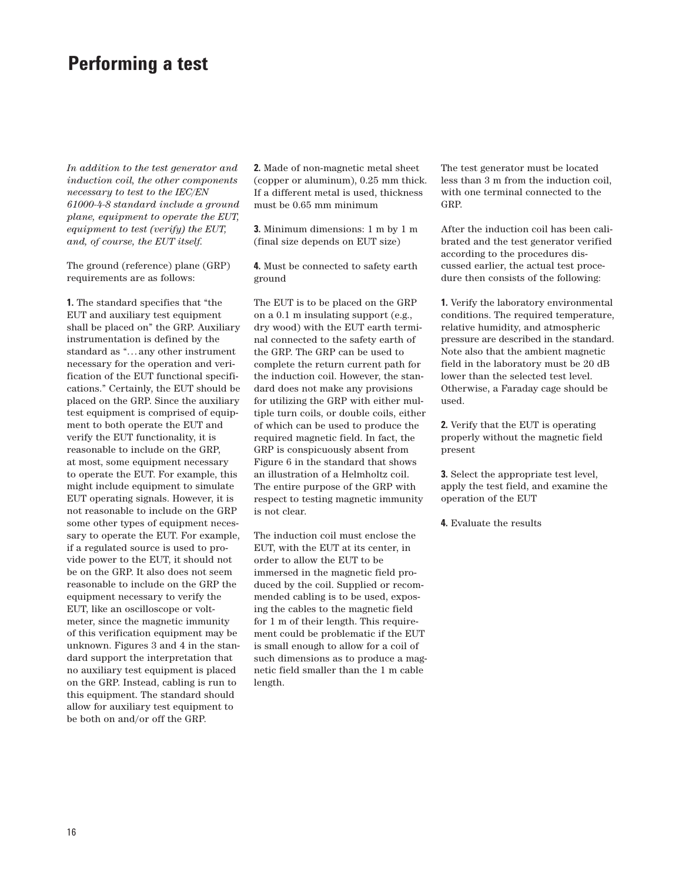# Performing a test

*In addition to the test generator and induction coil, the other components necessary to test to the IEC/EN 61000-4-8 standard include a ground plane, equipment to operate the EUT, equipment to test (verify) the EUT, and, of course, the EUT itself.*

The ground (reference) plane (GRP) requirements are as follows:

**1.** The standard specifies that "the EUT and auxiliary test equipment shall be placed on" the GRP. Auxiliary instrumentation is defined by the standard as "... any other instrument necessary for the operation and verification of the EUT functional specifications." Certainly, the EUT should be placed on the GRP. Since the auxiliary test equipment is comprised of equipment to both operate the EUT and verify the EUT functionality, it is reasonable to include on the GRP, at most, some equipment necessary to operate the EUT. For example, this might include equipment to simulate EUT operating signals. However, it is not reasonable to include on the GRP some other types of equipment necessary to operate the EUT. For example, if a regulated source is used to provide power to the EUT, it should not be on the GRP. It also does not seem reasonable to include on the GRP the equipment necessary to verify the EUT, like an oscilloscope or voltmeter, since the magnetic immunity of this verification equipment may be unknown. Figures 3 and 4 in the standard support the interpretation that no auxiliary test equipment is placed on the GRP. Instead, cabling is run to this equipment. The standard should allow for auxiliary test equipment to be both on and/or off the GRP.

**2.** Made of non-magnetic metal sheet (copper or aluminum), 0.25 mm thick. If a different metal is used, thickness must be 0.65 mm minimum

**3.** Minimum dimensions: 1 m by 1 m (final size depends on EUT size)

**4.** Must be connected to safety earth ground

The EUT is to be placed on the GRP on a 0.1 m insulating support (e.g., dry wood) with the EUT earth terminal connected to the safety earth of the GRP. The GRP can be used to complete the return current path for the induction coil. However, the standard does not make any provisions for utilizing the GRP with either multiple turn coils, or double coils, either of which can be used to produce the required magnetic field. In fact, the GRP is conspicuously absent from Figure 6 in the standard that shows an illustration of a Helmholtz coil. The entire purpose of the GRP with respect to testing magnetic immunity is not clear.

The induction coil must enclose the EUT, with the EUT at its center, in order to allow the EUT to be immersed in the magnetic field produced by the coil. Supplied or recommended cabling is to be used, exposing the cables to the magnetic field for 1 m of their length. This requirement could be problematic if the EUT is small enough to allow for a coil of such dimensions as to produce a magnetic field smaller than the 1 m cable length.

The test generator must be located less than 3 m from the induction coil, with one terminal connected to the GRP.

After the induction coil has been calibrated and the test generator verified according to the procedures discussed earlier, the actual test procedure then consists of the following:

**1.** Verify the laboratory environmental conditions. The required temperature, relative humidity, and atmospheric pressure are described in the standard. Note also that the ambient magnetic field in the laboratory must be 20 dB lower than the selected test level. Otherwise, a Faraday cage should be used.

**2.** Verify that the EUT is operating properly without the magnetic field present

**3.** Select the appropriate test level, apply the test field, and examine the operation of the EUT

**4.** Evaluate the results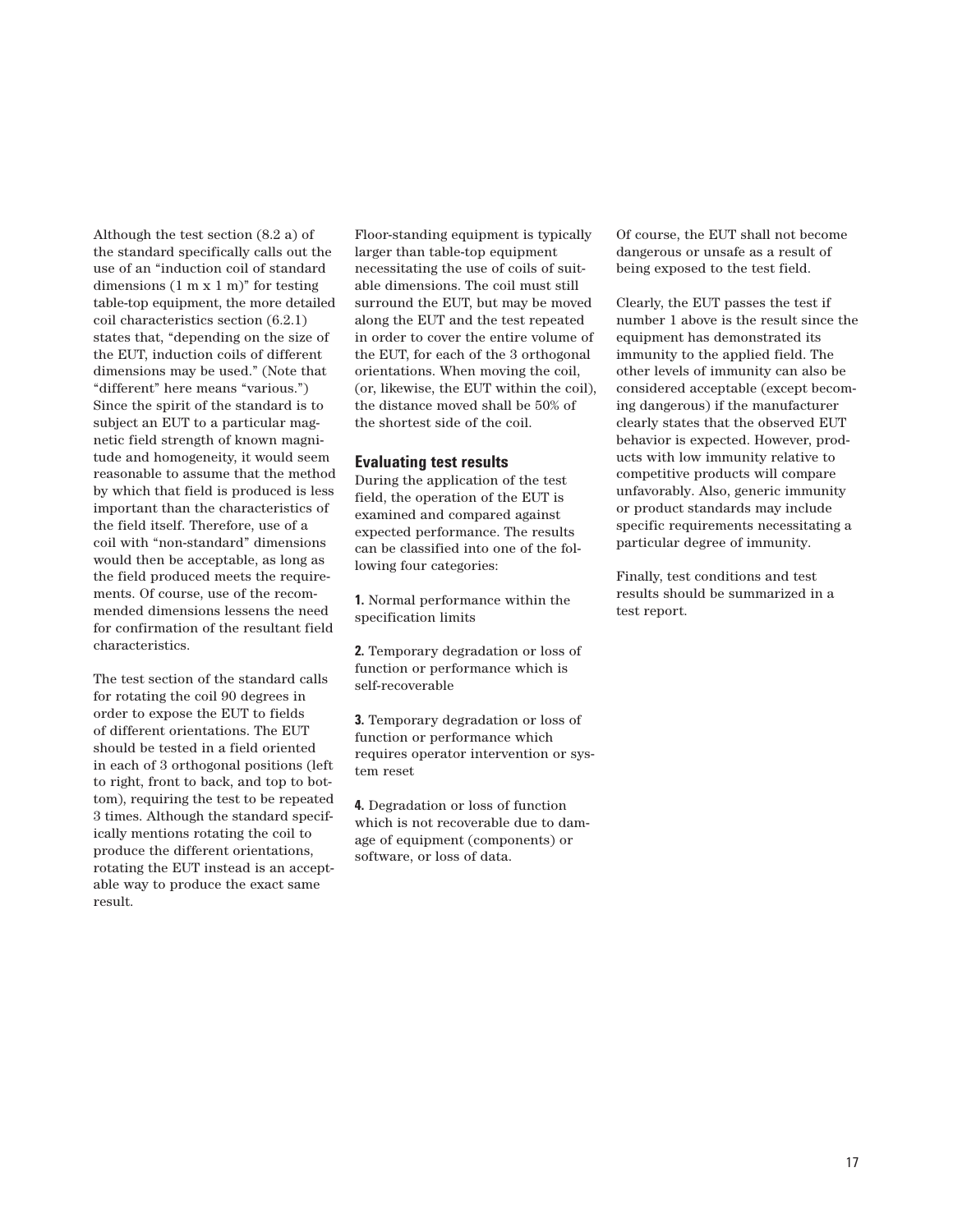Although the test section (8.2 a) of the standard specifically calls out the use of an "induction coil of standard dimensions (1 m x 1 m)" for testing table-top equipment, the more detailed coil characteristics section (6.2.1) states that, "depending on the size of the EUT, induction coils of different dimensions may be used." (Note that "different" here means "various.") Since the spirit of the standard is to subject an EUT to a particular magnetic field strength of known magnitude and homogeneity, it would seem reasonable to assume that the method by which that field is produced is less important than the characteristics of the field itself. Therefore, use of a coil with "non-standard" dimensions would then be acceptable, as long as the field produced meets the requirements. Of course, use of the recommended dimensions lessens the need for confirmation of the resultant field characteristics.

The test section of the standard calls for rotating the coil 90 degrees in order to expose the EUT to fields of different orientations. The EUT should be tested in a field oriented in each of 3 orthogonal positions (left to right, front to back, and top to bottom), requiring the test to be repeated 3 times. Although the standard specifically mentions rotating the coil to produce the different orientations, rotating the EUT instead is an acceptable way to produce the exact same result.

Floor-standing equipment is typically larger than table-top equipment necessitating the use of coils of suitable dimensions. The coil must still surround the EUT, but may be moved along the EUT and the test repeated in order to cover the entire volume of the EUT, for each of the 3 orthogonal orientations. When moving the coil, (or, likewise, the EUT within the coil), the distance moved shall be 50% of the shortest side of the coil.

## Evaluating test results

During the application of the test field, the operation of the EUT is examined and compared against expected performance. The results can be classified into one of the following four categories:

**1.** Normal performance within the specification limits

**2.** Temporary degradation or loss of function or performance which is self-recoverable

**3.** Temporary degradation or loss of function or performance which requires operator intervention or system reset

**4.** Degradation or loss of function which is not recoverable due to damage of equipment (components) or software, or loss of data.

Of course, the EUT shall not become dangerous or unsafe as a result of being exposed to the test field.

Clearly, the EUT passes the test if number 1 above is the result since the equipment has demonstrated its immunity to the applied field. The other levels of immunity can also be considered acceptable (except becoming dangerous) if the manufacturer clearly states that the observed EUT behavior is expected. However, products with low immunity relative to competitive products will compare unfavorably. Also, generic immunity or product standards may include specific requirements necessitating a particular degree of immunity.

Finally, test conditions and test results should be summarized in a test report.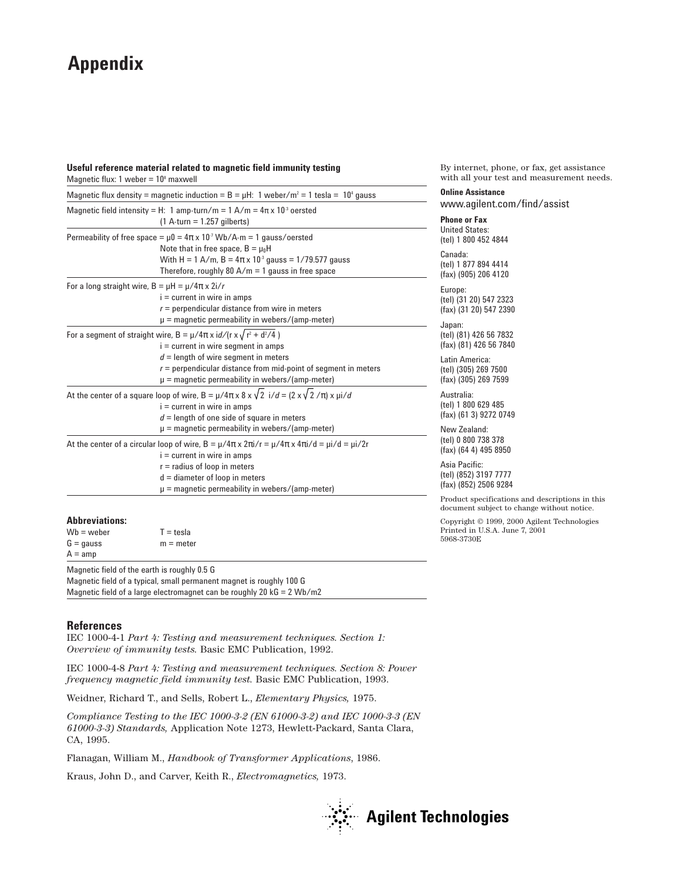# Appendix

**Useful reference material related to magnetic field immunity testing**

Magnetic flux: 1 weber = $10^8$ maxwell

Magnetic flux density = magnetic induction = $B = \mu H$: 1 weber/$m^2$ = 1 tesla = $10^4$ gauss

Magnetic field intensity = H: 1 amp-turn/m = 1 A/m = $4\pi \times 10^{-3}$ oersted
(1 A-turn = 1.257 gilberts)

Permeability of free space = $\mu 0 = 4\pi \times 10^{-7}$ Wb/A-m = 1 gauss/oersted
Note that in free space, $B = \mu_0 H$
With H = 1 A/m, $B = 4\pi \times 10^{-3}$ gauss = 1/79.577 gauss
Therefore, roughly 80 A/m = 1 gauss in free space

For a long straight wire, $B = \mu H = \mu/4\pi \times 2i/r$
i = current in wire in amps
$r$ = perpendicular distance from wire in meters
$\mu$ = magnetic permeability in webers/(amp-meter)

For a segment of straight wire, $B = \mu/4\pi \times id/(r \times \sqrt{r^2 + d^2/4})$
i = current in wire segment in amps
$d$ = length of wire segment in meters
$r$ = perpendicular distance from mid-point of segment in meters
$\mu$ = magnetic permeability in webers/(amp-meter)

At the center of a square loop of wire, $B = \mu/4\pi \times 8 \times \sqrt{2}\ i/d = (2 \times \sqrt{2}/\pi) \times \mu i/d$
i = current in wire in amps
$d$ = length of one side of square in meters
$\mu$ = magnetic permeability in webers/(amp-meter)

At the center of a circular loop of wire, $B = \mu/4\pi \times 2\pi i/r = \mu/4\pi \times 4\pi i/d = \mu i/d = \mu i/2r$
i = current in wire in amps
r = radius of loop in meters
d = diameter of loop in meters
$\mu$ = magnetic permeability in webers/(amp-meter)

**Abbreviations:**

| | |
|---|---|
| Wb = weber | T = tesla |
| G = gauss | m = meter |
| A = amp | |

Magnetic field of the earth is roughly 0.5 G
Magnetic field of a typical, small permanent magnet is roughly 100 G
Magnetic field of a large electromagnet can be roughly 20 kG = 2 Wb/m2

## References

IEC 1000-4-1 *Part 4: Testing and measurement techniques. Section 1: Overview of immunity tests.* Basic EMC Publication, 1992.

IEC 1000-4-8 *Part 4: Testing and measurement techniques. Section 8: Power frequency magnetic field immunity test.* Basic EMC Publication, 1993.

Weidner, Richard T., and Sells, Robert L., *Elementary Physics,* 1975.

*Compliance Testing to the IEC 1000-3-2 (EN 61000-3-2) and IEC 1000-3-3 (EN 61000-3-3) Standards,* Application Note 1273, Hewlett-Packard, Santa Clara, CA, 1995.

Flanagan, William M., *Handbook of Transformer Applications*, 1986.

Kraus, John D., and Carver, Keith R., *Electromagnetics,* 1973.

By internet, phone, or fax, get assistance with all your test and measurement needs.

**Online Assistance**
www.agilent.com/find/assist

**Phone or Fax**

United States:
(tel) 1 800 452 4844

Canada:
(tel) 1 877 894 4414
(fax) (905) 206 4120

Europe:
(tel) (31 20) 547 2323
(fax) (31 20) 547 2390

Japan:
(tel) (81) 426 56 7832
(fax) (81) 426 56 7840

Latin America:
(tel) (305) 269 7500
(fax) (305) 269 7599

Australia:
(tel) 1 800 629 485
(fax) (61 3) 9272 0749

New Zealand:
(tel) 0 800 738 378
(fax) (64 4) 495 8950

Asia Pacific:
(tel) (852) 3197 7777
(fax) (852) 2506 9284

Product specifications and descriptions in this document subject to change without notice.

Copyright © 1999, 2000 Agilent Technologies
Printed in U.S.A. June 7, 2001
5968-3730E

**Agilent Technologies**